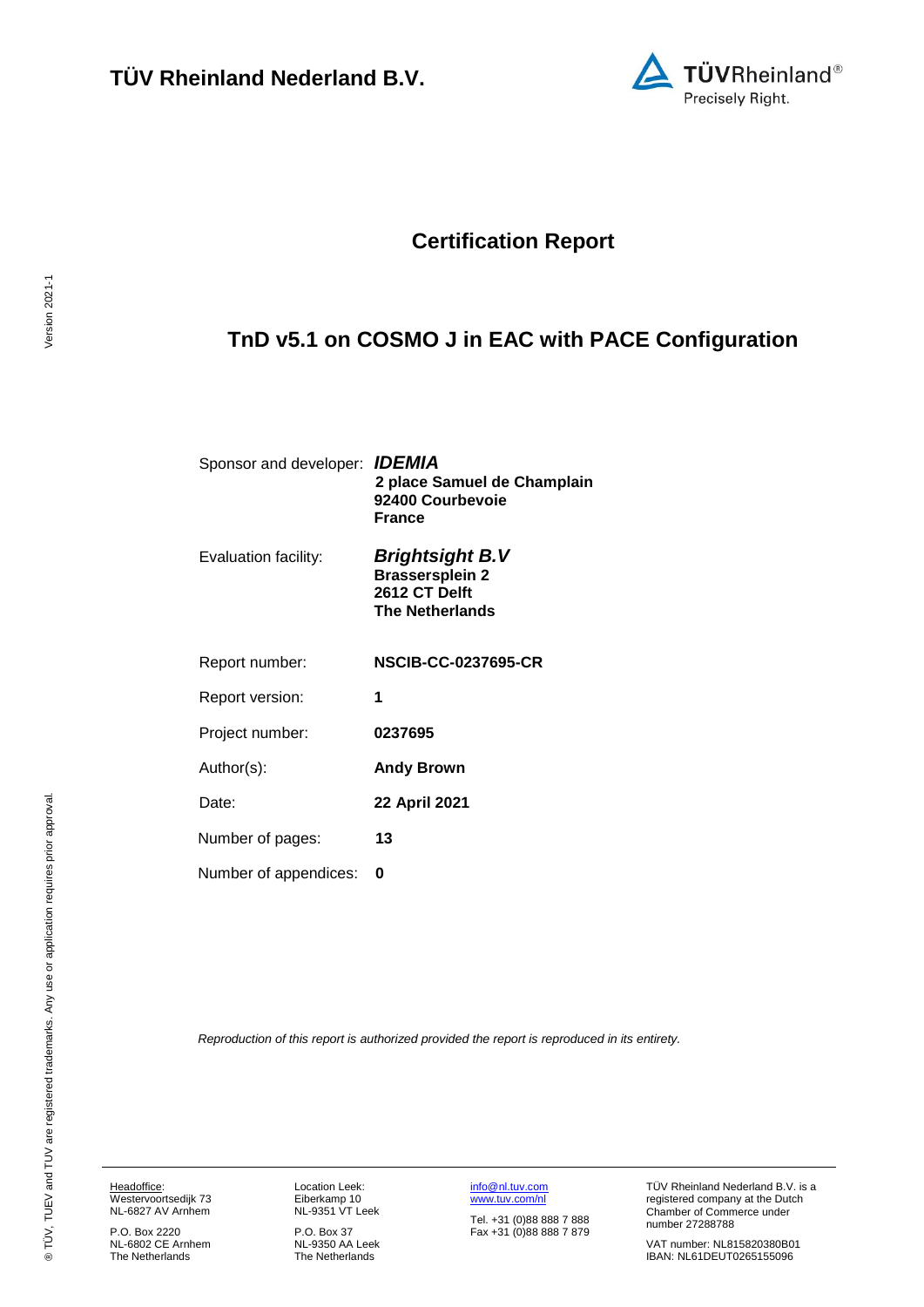**TÜV Rheinland Nederland B.V.**

# Certification Report

## TnD v5.1 on COSMO J in EAC with PACE Configuration

| | |
|---|---|
| Sponsor and developer: | ***IDEMIA*** **2 place Samuel de Champlain 92400 Courbevoie France** |
| Evaluation facility: | ***Brightsight B.V*** **Brassersplein 2 2612 CT Delft The Netherlands** |
| Report number: | **NSCIB-CC-0237695-CR** |
| Report version: | **1** |
| Project number: | **0237695** |
| Author(s): | **Andy Brown** |
| Date: | **22 April 2021** |
| Number of pages: | **13** |
| Number of appendices: | **0** |

*Reproduction of this report is authorized provided the report is reproduced in its entirety.*

Headoffice: Westervoortsedijk 73 NL-6827 AV Arnhem

P.O. Box 2220 NL-6802 CE Arnhem The Netherlands

Location Leek: Eiberkamp 10 NL-9351 VT Leek

P.O. Box 37 NL-9350 AA Leek The Netherlands

info@nl.tuv.com www.tuv.com/nl

Tel. +31 (0)88 888 7 888 Fax +31 (0)88 888 7 879

TÜV Rheinland Nederland B.V. is a registered company at the Dutch Chamber of Commerce under number 27288788

VAT number: NL815820380B01 IBAN: NL61DEUT0265155096

® TÜV, TUEV and TUV are registered trademarks. Any use or application requires prior approval.

Version 2021-1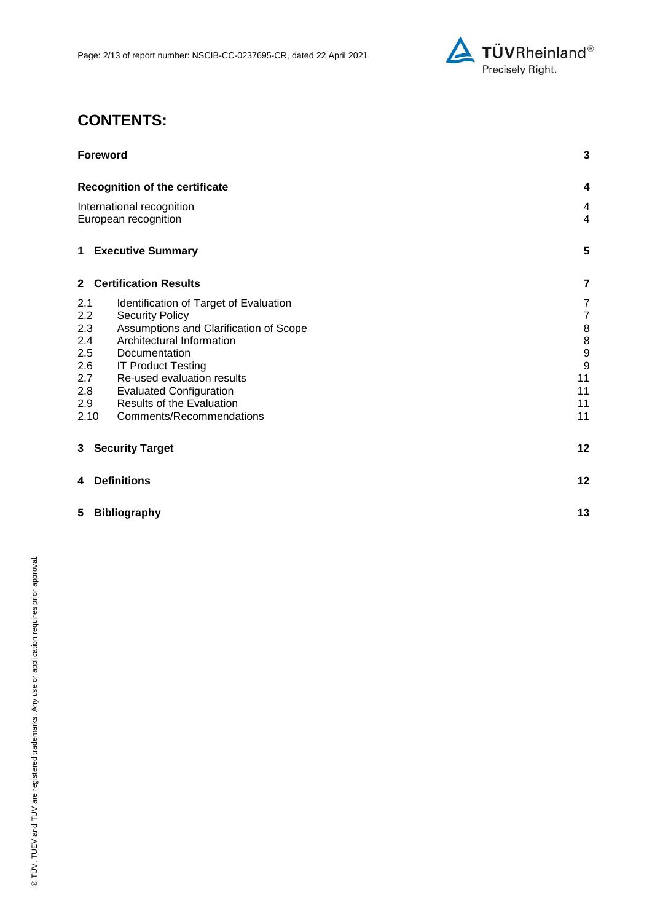# CONTENTS:

| | | |
|---|---|---|
| **Foreword** | | **3** |
| **Recognition of the certificate** | | **4** |
| International recognition | | 4 |
| European recognition | | 4 |
| **1** | **Executive Summary** | **5** |
| **2** | **Certification Results** | **7** |
| 2.1 | Identification of Target of Evaluation | 7 |
| 2.2 | Security Policy | 7 |
| 2.3 | Assumptions and Clarification of Scope | 8 |
| 2.4 | Architectural Information | 8 |
| 2.5 | Documentation | 9 |
| 2.6 | IT Product Testing | 9 |
| 2.7 | Re-used evaluation results | 11 |
| 2.8 | Evaluated Configuration | 11 |
| 2.9 | Results of the Evaluation | 11 |
| 2.10 | Comments/Recommendations | 11 |
| **3** | **Security Target** | **12** |
| **4** | **Definitions** | **12** |
| **5** | **Bibliography** | **13** |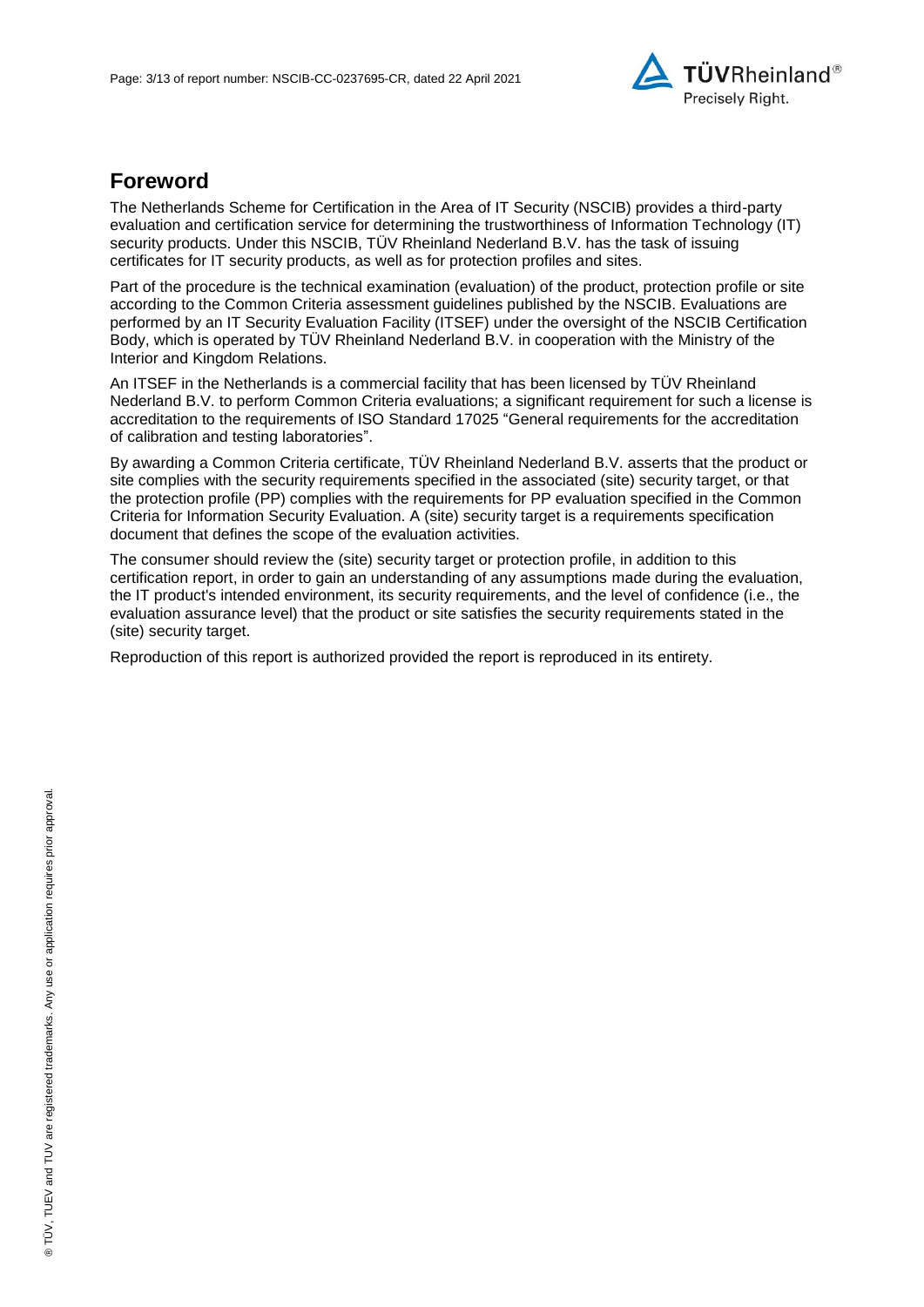# Foreword

The Netherlands Scheme for Certification in the Area of IT Security (NSCIB) provides a third-party evaluation and certification service for determining the trustworthiness of Information Technology (IT) security products. Under this NSCIB, TÜV Rheinland Nederland B.V. has the task of issuing certificates for IT security products, as well as for protection profiles and sites.

Part of the procedure is the technical examination (evaluation) of the product, protection profile or site according to the Common Criteria assessment guidelines published by the NSCIB. Evaluations are performed by an IT Security Evaluation Facility (ITSEF) under the oversight of the NSCIB Certification Body, which is operated by TÜV Rheinland Nederland B.V. in cooperation with the Ministry of the Interior and Kingdom Relations.

An ITSEF in the Netherlands is a commercial facility that has been licensed by TÜV Rheinland Nederland B.V. to perform Common Criteria evaluations; a significant requirement for such a license is accreditation to the requirements of ISO Standard 17025 "General requirements for the accreditation of calibration and testing laboratories".

By awarding a Common Criteria certificate, TÜV Rheinland Nederland B.V. asserts that the product or site complies with the security requirements specified in the associated (site) security target, or that the protection profile (PP) complies with the requirements for PP evaluation specified in the Common Criteria for Information Security Evaluation. A (site) security target is a requirements specification document that defines the scope of the evaluation activities.

The consumer should review the (site) security target or protection profile, in addition to this certification report, in order to gain an understanding of any assumptions made during the evaluation, the IT product's intended environment, its security requirements, and the level of confidence (i.e., the evaluation assurance level) that the product or site satisfies the security requirements stated in the (site) security target.

Reproduction of this report is authorized provided the report is reproduced in its entirety.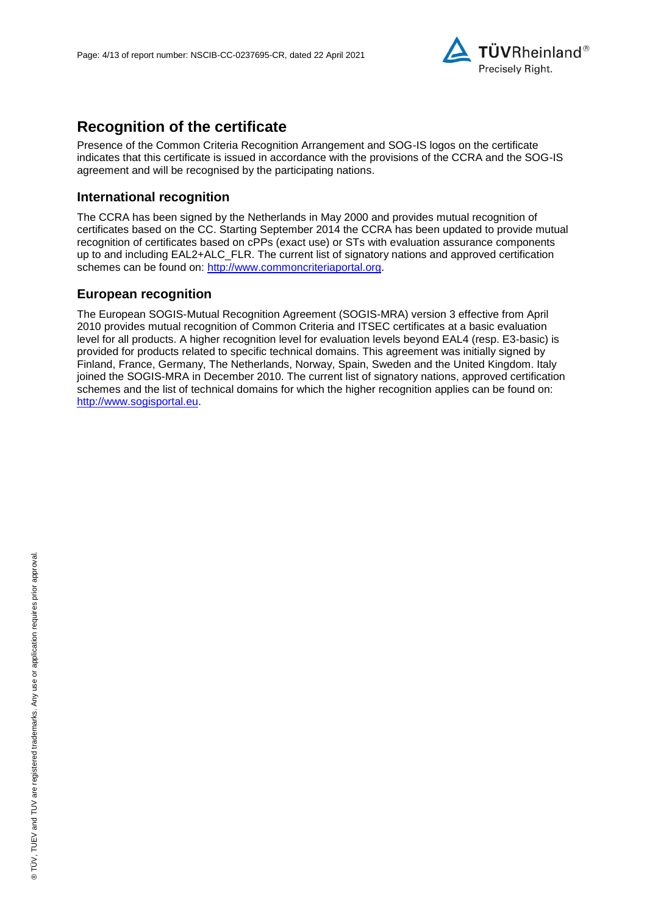# Recognition of the certificate

Presence of the Common Criteria Recognition Arrangement and SOG-IS logos on the certificate indicates that this certificate is issued in accordance with the provisions of the CCRA and the SOG-IS agreement and will be recognised by the participating nations.

## International recognition

The CCRA has been signed by the Netherlands in May 2000 and provides mutual recognition of certificates based on the CC. Starting September 2014 the CCRA has been updated to provide mutual recognition of certificates based on cPPs (exact use) or STs with evaluation assurance components up to and including EAL2+ALC_FLR. The current list of signatory nations and approved certification schemes can be found on: http://www.commoncriteriaportal.org.

## European recognition

The European SOGIS-Mutual Recognition Agreement (SOGIS-MRA) version 3 effective from April 2010 provides mutual recognition of Common Criteria and ITSEC certificates at a basic evaluation level for all products. A higher recognition level for evaluation levels beyond EAL4 (resp. E3-basic) is provided for products related to specific technical domains. This agreement was initially signed by Finland, France, Germany, The Netherlands, Norway, Spain, Sweden and the United Kingdom. Italy joined the SOGIS-MRA in December 2010. The current list of signatory nations, approved certification schemes and the list of technical domains for which the higher recognition applies can be found on: http://www.sogisportal.eu.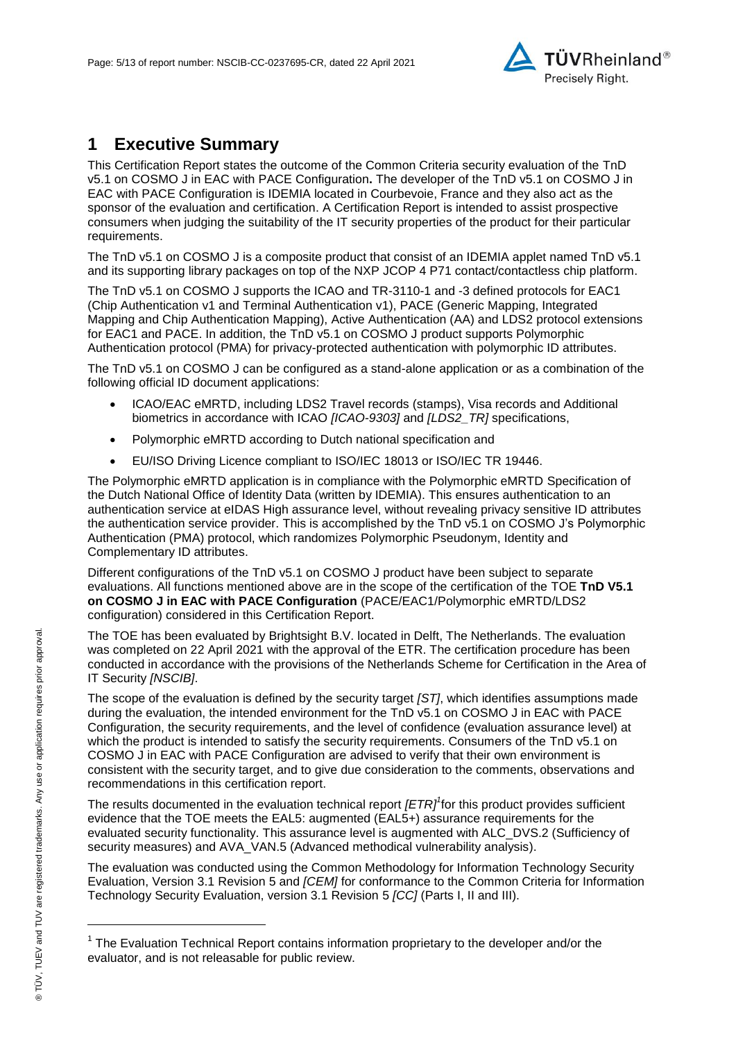# 1 Executive Summary

This Certification Report states the outcome of the Common Criteria security evaluation of the TnD v5.1 on COSMO J in EAC with PACE Configuration**.** The developer of the TnD v5.1 on COSMO J in EAC with PACE Configuration is IDEMIA located in Courbevoie, France and they also act as the sponsor of the evaluation and certification. A Certification Report is intended to assist prospective consumers when judging the suitability of the IT security properties of the product for their particular requirements.

The TnD v5.1 on COSMO J is a composite product that consist of an IDEMIA applet named TnD v5.1 and its supporting library packages on top of the NXP JCOP 4 P71 contact/contactless chip platform.

The TnD v5.1 on COSMO J supports the ICAO and TR-3110-1 and -3 defined protocols for EAC1 (Chip Authentication v1 and Terminal Authentication v1), PACE (Generic Mapping, Integrated Mapping and Chip Authentication Mapping), Active Authentication (AA) and LDS2 protocol extensions for EAC1 and PACE. In addition, the TnD v5.1 on COSMO J product supports Polymorphic Authentication protocol (PMA) for privacy-protected authentication with polymorphic ID attributes.

The TnD v5.1 on COSMO J can be configured as a stand-alone application or as a combination of the following official ID document applications:

- ICAO/EAC eMRTD, including LDS2 Travel records (stamps), Visa records and Additional biometrics in accordance with ICAO *[ICAO-9303]* and *[LDS2_TR]* specifications,
- Polymorphic eMRTD according to Dutch national specification and
- EU/ISO Driving Licence compliant to ISO/IEC 18013 or ISO/IEC TR 19446.

The Polymorphic eMRTD application is in compliance with the Polymorphic eMRTD Specification of the Dutch National Office of Identity Data (written by IDEMIA). This ensures authentication to an authentication service at eIDAS High assurance level, without revealing privacy sensitive ID attributes the authentication service provider. This is accomplished by the TnD v5.1 on COSMO J's Polymorphic Authentication (PMA) protocol, which randomizes Polymorphic Pseudonym, Identity and Complementary ID attributes.

Different configurations of the TnD v5.1 on COSMO J product have been subject to separate evaluations. All functions mentioned above are in the scope of the certification of the TOE **TnD V5.1 on COSMO J in EAC with PACE Configuration** (PACE/EAC1/Polymorphic eMRTD/LDS2 configuration) considered in this Certification Report.

The TOE has been evaluated by Brightsight B.V. located in Delft, The Netherlands. The evaluation was completed on 22 April 2021 with the approval of the ETR. The certification procedure has been conducted in accordance with the provisions of the Netherlands Scheme for Certification in the Area of IT Security *[NSCIB]*.

The scope of the evaluation is defined by the security target *[ST]*, which identifies assumptions made during the evaluation, the intended environment for the TnD v5.1 on COSMO J in EAC with PACE Configuration, the security requirements, and the level of confidence (evaluation assurance level) at which the product is intended to satisfy the security requirements. Consumers of the TnD v5.1 on COSMO J in EAC with PACE Configuration are advised to verify that their own environment is consistent with the security target, and to give due consideration to the comments, observations and recommendations in this certification report.

The results documented in the evaluation technical report *[ETR]*[1] for this product provides sufficient evidence that the TOE meets the EAL5: augmented (EAL5+) assurance requirements for the evaluated security functionality. This assurance level is augmented with ALC_DVS.2 (Sufficiency of security measures) and AVA_VAN.5 (Advanced methodical vulnerability analysis).

The evaluation was conducted using the Common Methodology for Information Technology Security Evaluation, Version 3.1 Revision 5 and *[CEM]* for conformance to the Common Criteria for Information Technology Security Evaluation, version 3.1 Revision 5 *[CC]* (Parts I, II and III).

[1] The Evaluation Technical Report contains information proprietary to the developer and/or the evaluator, and is not releasable for public review.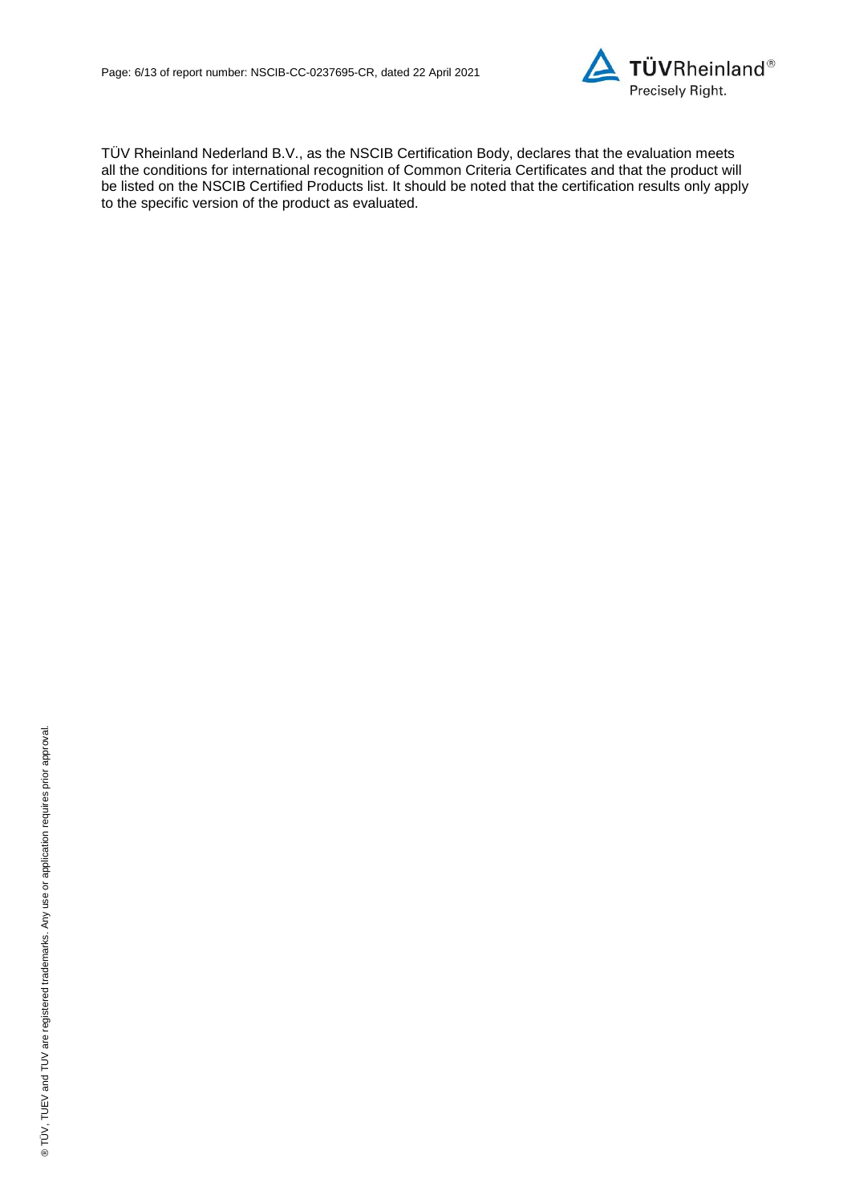TÜV Rheinland Nederland B.V., as the NSCIB Certification Body, declares that the evaluation meets all the conditions for international recognition of Common Criteria Certificates and that the product will be listed on the NSCIB Certified Products list. It should be noted that the certification results only apply to the specific version of the product as evaluated.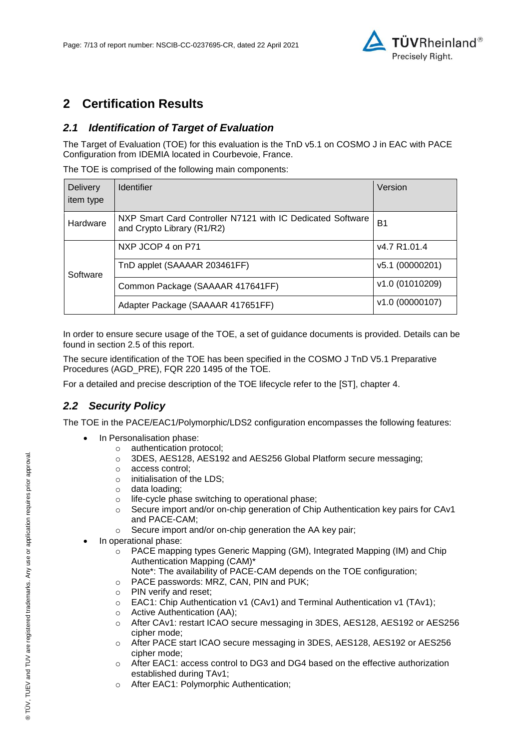# 2 Certification Results

## *2.1 Identification of Target of Evaluation*

The Target of Evaluation (TOE) for this evaluation is the TnD v5.1 on COSMO J in EAC with PACE Configuration from IDEMIA located in Courbevoie, France.

The TOE is comprised of the following main components:

| Delivery item type | Identifier | Version |
|---|---|---|
| Hardware | NXP Smart Card Controller N7121 with IC Dedicated Software and Crypto Library (R1/R2) | B1 |
| Software | NXP JCOP 4 on P71 | v4.7 R1.01.4 |
| | TnD applet (SAAAAR 203461FF) | v5.1 (00000201) |
| | Common Package (SAAAAR 417641FF) | v1.0 (01010209) |
| | Adapter Package (SAAAAR 417651FF) | v1.0 (00000107) |

In order to ensure secure usage of the TOE, a set of guidance documents is provided. Details can be found in section 2.5 of this report.

The secure identification of the TOE has been specified in the COSMO J TnD V5.1 Preparative Procedures (AGD_PRE), FQR 220 1495 of the TOE.

For a detailed and precise description of the TOE lifecycle refer to the [ST], chapter 4.

## *2.2 Security Policy*

The TOE in the PACE/EAC1/Polymorphic/LDS2 configuration encompasses the following features:

- In Personalisation phase:
  - authentication protocol;
  - 3DES, AES128, AES192 and AES256 Global Platform secure messaging;
  - access control;
  - initialisation of the LDS;
  - data loading;
  - life-cycle phase switching to operational phase;
  - Secure import and/or on-chip generation of Chip Authentication key pairs for CAv1 and PACE-CAM;
  - Secure import and/or on-chip generation the AA key pair;
- In operational phase:
  - PACE mapping types Generic Mapping (GM), Integrated Mapping (IM) and Chip Authentication Mapping (CAM)*
    Note*: The availability of PACE-CAM depends on the TOE configuration;
  - PACE passwords: MRZ, CAN, PIN and PUK;
  - PIN verify and reset;
  - EAC1: Chip Authentication v1 (CAv1) and Terminal Authentication v1 (TAv1);
  - Active Authentication (AA);
  - After CAv1: restart ICAO secure messaging in 3DES, AES128, AES192 or AES256 cipher mode;
  - After PACE start ICAO secure messaging in 3DES, AES128, AES192 or AES256 cipher mode;
  - After EAC1: access control to DG3 and DG4 based on the effective authorization established during TAv1;
  - After EAC1: Polymorphic Authentication;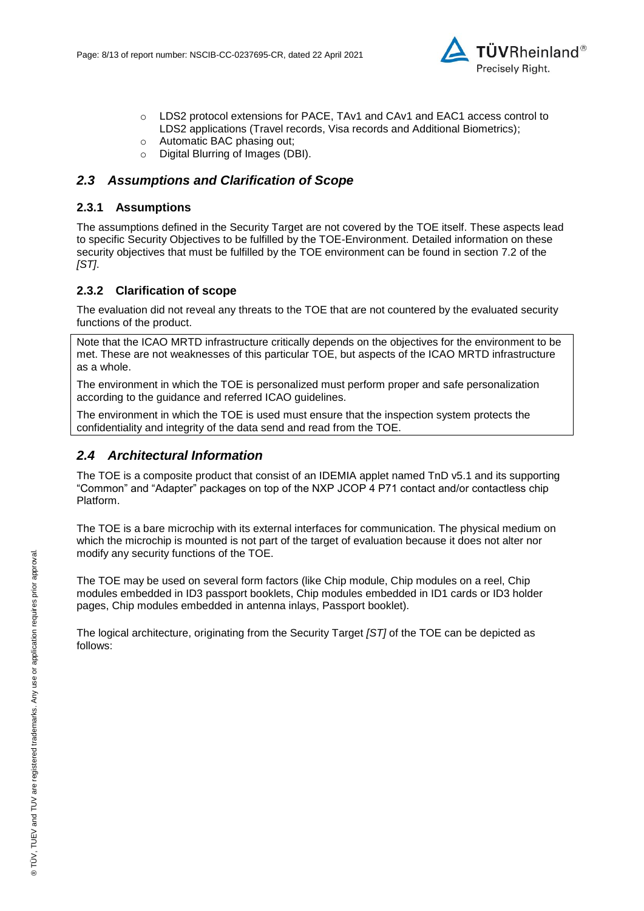- LDS2 protocol extensions for PACE, TAv1 and CAv1 and EAC1 access control to LDS2 applications (Travel records, Visa records and Additional Biometrics);
- Automatic BAC phasing out;
- Digital Blurring of Images (DBI).

## *2.3 Assumptions and Clarification of Scope*

### 2.3.1 Assumptions

The assumptions defined in the Security Target are not covered by the TOE itself. These aspects lead to specific Security Objectives to be fulfilled by the TOE-Environment. Detailed information on these security objectives that must be fulfilled by the TOE environment can be found in section 7.2 of the *[ST]*.

### 2.3.2 Clarification of scope

The evaluation did not reveal any threats to the TOE that are not countered by the evaluated security functions of the product.

Note that the ICAO MRTD infrastructure critically depends on the objectives for the environment to be met. These are not weaknesses of this particular TOE, but aspects of the ICAO MRTD infrastructure as a whole.

The environment in which the TOE is personalized must perform proper and safe personalization according to the guidance and referred ICAO guidelines.

The environment in which the TOE is used must ensure that the inspection system protects the confidentiality and integrity of the data send and read from the TOE.

## *2.4 Architectural Information*

The TOE is a composite product that consist of an IDEMIA applet named TnD v5.1 and its supporting "Common" and "Adapter" packages on top of the NXP JCOP 4 P71 contact and/or contactless chip Platform.

The TOE is a bare microchip with its external interfaces for communication. The physical medium on which the microchip is mounted is not part of the target of evaluation because it does not alter nor modify any security functions of the TOE.

The TOE may be used on several form factors (like Chip module, Chip modules on a reel, Chip modules embedded in ID3 passport booklets, Chip modules embedded in ID1 cards or ID3 holder pages, Chip modules embedded in antenna inlays, Passport booklet).

The logical architecture, originating from the Security Target *[ST]* of the TOE can be depicted as follows: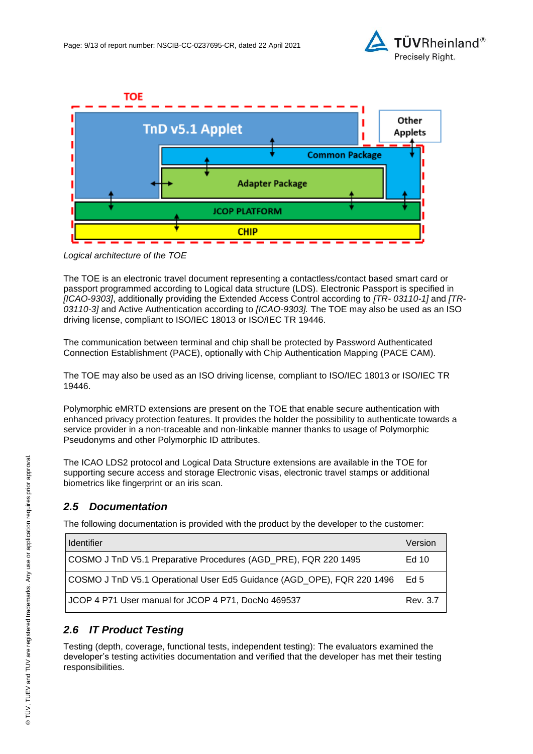Logical architecture of the TOE

The TOE is an electronic travel document representing a contactless/contact based smart card or passport programmed according to Logical data structure (LDS). Electronic Passport is specified in *[ICAO-9303]*, additionally providing the Extended Access Control according to *[TR- 03110-1]* and *[TR-03110-3]* and Active Authentication according to *[ICAO-9303]*. The TOE may also be used as an ISO driving license, compliant to ISO/IEC 18013 or ISO/IEC TR 19446.

The communication between terminal and chip shall be protected by Password Authenticated Connection Establishment (PACE), optionally with Chip Authentication Mapping (PACE CAM).

The TOE may also be used as an ISO driving license, compliant to ISO/IEC 18013 or ISO/IEC TR 19446.

Polymorphic eMRTD extensions are present on the TOE that enable secure authentication with enhanced privacy protection features. It provides the holder the possibility to authenticate towards a service provider in a non-traceable and non-linkable manner thanks to usage of Polymorphic Pseudonyms and other Polymorphic ID attributes.

The ICAO LDS2 protocol and Logical Data Structure extensions are available in the TOE for supporting secure access and storage Electronic visas, electronic travel stamps or additional biometrics like fingerprint or an iris scan.

## *2.5 Documentation*

The following documentation is provided with the product by the developer to the customer:

| Identifier | Version |
|---|---|
| COSMO J TnD V5.1 Preparative Procedures (AGD_PRE), FQR 220 1495 | Ed 10 |
| COSMO J TnD V5.1 Operational User Ed5 Guidance (AGD_OPE), FQR 220 1496 | Ed 5 |
| JCOP 4 P71 User manual for JCOP 4 P71, DocNo 469537 | Rev. 3.7 |

## *2.6 IT Product Testing*

Testing (depth, coverage, functional tests, independent testing): The evaluators examined the developer's testing activities documentation and verified that the developer has met their testing responsibilities.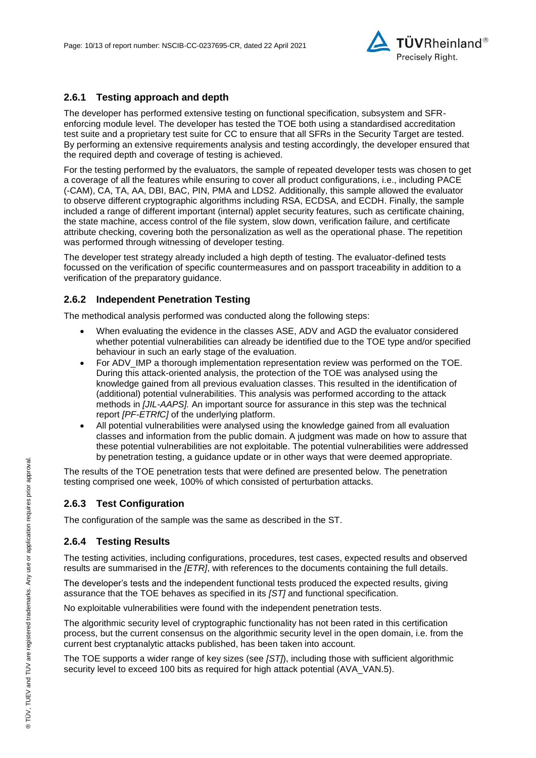### 2.6.1 Testing approach and depth

The developer has performed extensive testing on functional specification, subsystem and SFR-enforcing module level. The developer has tested the TOE both using a standardised accreditation test suite and a proprietary test suite for CC to ensure that all SFRs in the Security Target are tested. By performing an extensive requirements analysis and testing accordingly, the developer ensured that the required depth and coverage of testing is achieved.

For the testing performed by the evaluators, the sample of repeated developer tests was chosen to get a coverage of all the features while ensuring to cover all product configurations, i.e., including PACE (-CAM), CA, TA, AA, DBI, BAC, PIN, PMA and LDS2. Additionally, this sample allowed the evaluator to observe different cryptographic algorithms including RSA, ECDSA, and ECDH. Finally, the sample included a range of different important (internal) applet security features, such as certificate chaining, the state machine, access control of the file system, slow down, verification failure, and certificate attribute checking, covering both the personalization as well as the operational phase. The repetition was performed through witnessing of developer testing.

The developer test strategy already included a high depth of testing. The evaluator-defined tests focussed on the verification of specific countermeasures and on passport traceability in addition to a verification of the preparatory guidance.

### 2.6.2 Independent Penetration Testing

The methodical analysis performed was conducted along the following steps:

- When evaluating the evidence in the classes ASE, ADV and AGD the evaluator considered whether potential vulnerabilities can already be identified due to the TOE type and/or specified behaviour in such an early stage of the evaluation.
- For ADV_IMP a thorough implementation representation review was performed on the TOE. During this attack-oriented analysis, the protection of the TOE was analysed using the knowledge gained from all previous evaluation classes. This resulted in the identification of (additional) potential vulnerabilities. This analysis was performed according to the attack methods in *[JIL-AAPS]*. An important source for assurance in this step was the technical report *[PF-ETRfC]* of the underlying platform.
- All potential vulnerabilities were analysed using the knowledge gained from all evaluation classes and information from the public domain. A judgment was made on how to assure that these potential vulnerabilities are not exploitable. The potential vulnerabilities were addressed by penetration testing, a guidance update or in other ways that were deemed appropriate.

The results of the TOE penetration tests that were defined are presented below. The penetration testing comprised one week, 100% of which consisted of perturbation attacks.

### 2.6.3 Test Configuration

The configuration of the sample was the same as described in the ST.

### 2.6.4 Testing Results

The testing activities, including configurations, procedures, test cases, expected results and observed results are summarised in the *[ETR]*, with references to the documents containing the full details.

The developer's tests and the independent functional tests produced the expected results, giving assurance that the TOE behaves as specified in its *[ST]* and functional specification.

No exploitable vulnerabilities were found with the independent penetration tests.

The algorithmic security level of cryptographic functionality has not been rated in this certification process, but the current consensus on the algorithmic security level in the open domain, i.e. from the current best cryptanalytic attacks published, has been taken into account.

The TOE supports a wider range of key sizes (see *[ST]*), including those with sufficient algorithmic security level to exceed 100 bits as required for high attack potential (AVA_VAN.5).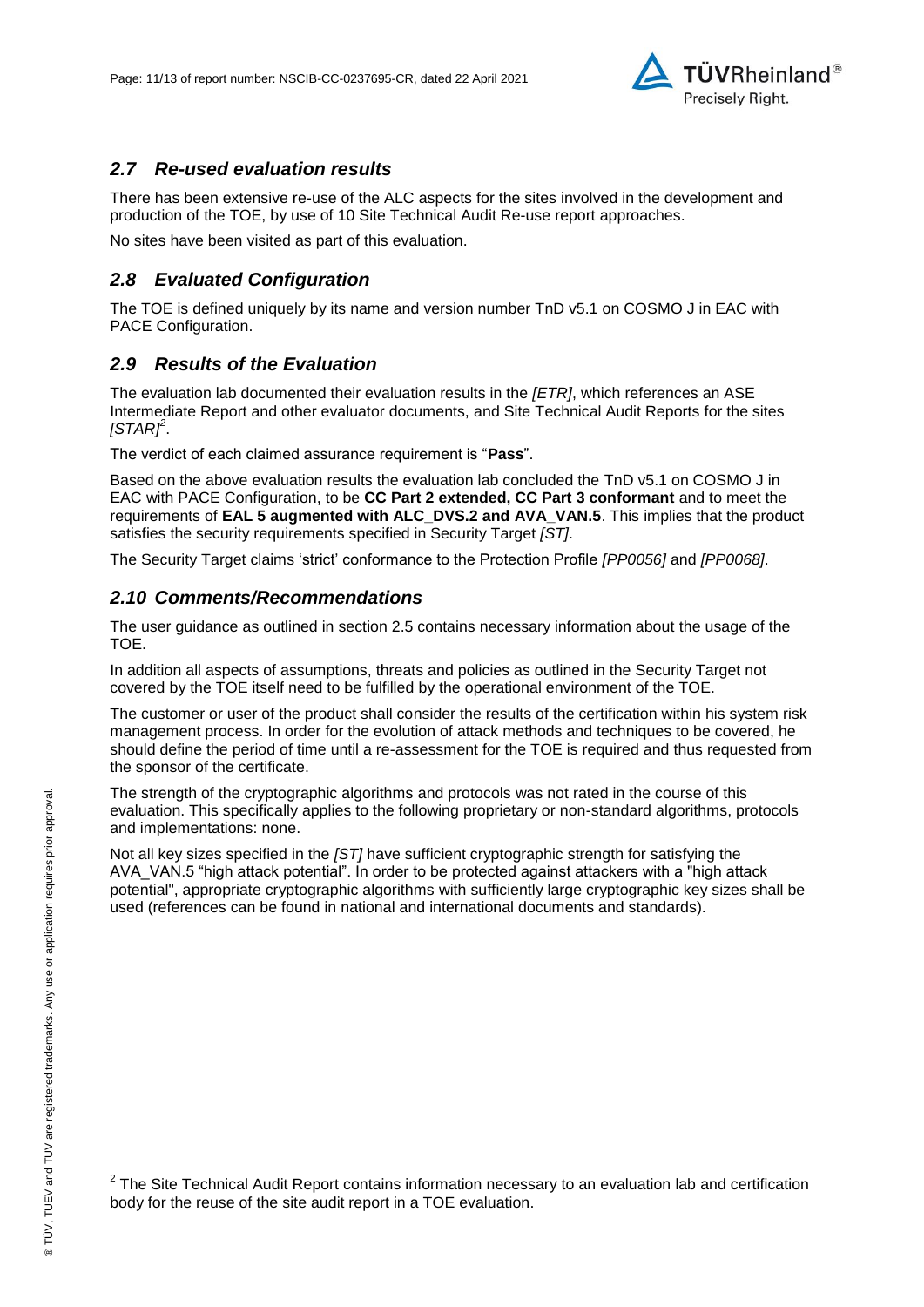## *2.7 Re-used evaluation results*

There has been extensive re-use of the ALC aspects for the sites involved in the development and production of the TOE, by use of 10 Site Technical Audit Re-use report approaches.

No sites have been visited as part of this evaluation.

## *2.8 Evaluated Configuration*

The TOE is defined uniquely by its name and version number TnD v5.1 on COSMO J in EAC with PACE Configuration.

## *2.9 Results of the Evaluation*

The evaluation lab documented their evaluation results in the *[ETR]*, which references an ASE Intermediate Report and other evaluator documents, and Site Technical Audit Reports for the sites *[STAR]*[2].

The verdict of each claimed assurance requirement is "**Pass**".

Based on the above evaluation results the evaluation lab concluded the TnD v5.1 on COSMO J in EAC with PACE Configuration, to be **CC Part 2 extended, CC Part 3 conformant** and to meet the requirements of **EAL 5 augmented with ALC_DVS.2 and AVA_VAN.5**. This implies that the product satisfies the security requirements specified in Security Target *[ST]*.

The Security Target claims 'strict' conformance to the Protection Profile *[PP0056]* and *[PP0068]*.

## *2.10 Comments/Recommendations*

The user guidance as outlined in section 2.5 contains necessary information about the usage of the TOE.

In addition all aspects of assumptions, threats and policies as outlined in the Security Target not covered by the TOE itself need to be fulfilled by the operational environment of the TOE.

The customer or user of the product shall consider the results of the certification within his system risk management process. In order for the evolution of attack methods and techniques to be covered, he should define the period of time until a re-assessment for the TOE is required and thus requested from the sponsor of the certificate.

The strength of the cryptographic algorithms and protocols was not rated in the course of this evaluation. This specifically applies to the following proprietary or non-standard algorithms, protocols and implementations: none.

Not all key sizes specified in the *[ST]* have sufficient cryptographic strength for satisfying the AVA_VAN.5 "high attack potential". In order to be protected against attackers with a "high attack potential", appropriate cryptographic algorithms with sufficiently large cryptographic key sizes shall be used (references can be found in national and international documents and standards).

---

[2] The Site Technical Audit Report contains information necessary to an evaluation lab and certification body for the reuse of the site audit report in a TOE evaluation.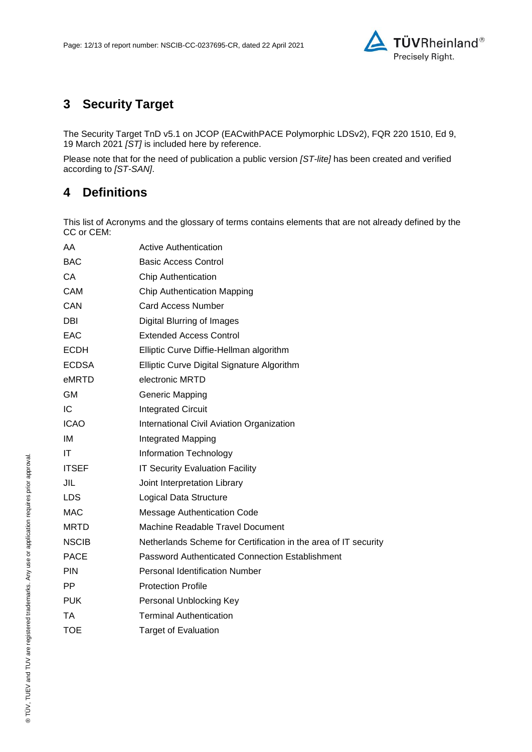# 3 Security Target

The Security Target TnD v5.1 on JCOP (EACwithPACE Polymorphic LDSv2), FQR 220 1510, Ed 9, 19 March 2021 *[ST]* is included here by reference.

Please note that for the need of publication a public version *[ST-lite]* has been created and verified according to *[ST-SAN]*.

# 4 Definitions

This list of Acronyms and the glossary of terms contains elements that are not already defined by the CC or CEM:

| | |
|---|---|
| AA | Active Authentication |
| BAC | Basic Access Control |
| CA | Chip Authentication |
| CAM | Chip Authentication Mapping |
| CAN | Card Access Number |
| DBI | Digital Blurring of Images |
| EAC | Extended Access Control |
| ECDH | Elliptic Curve Diffie-Hellman algorithm |
| ECDSA | Elliptic Curve Digital Signature Algorithm |
| eMRTD | electronic MRTD |
| GM | Generic Mapping |
| IC | Integrated Circuit |
| ICAO | International Civil Aviation Organization |
| IM | Integrated Mapping |
| IT | Information Technology |
| ITSEF | IT Security Evaluation Facility |
| JIL | Joint Interpretation Library |
| LDS | Logical Data Structure |
| MAC | Message Authentication Code |
| MRTD | Machine Readable Travel Document |
| NSCIB | Netherlands Scheme for Certification in the area of IT security |
| PACE | Password Authenticated Connection Establishment |
| PIN | Personal Identification Number |
| PP | Protection Profile |
| PUK | Personal Unblocking Key |
| TA | Terminal Authentication |
| TOE | Target of Evaluation |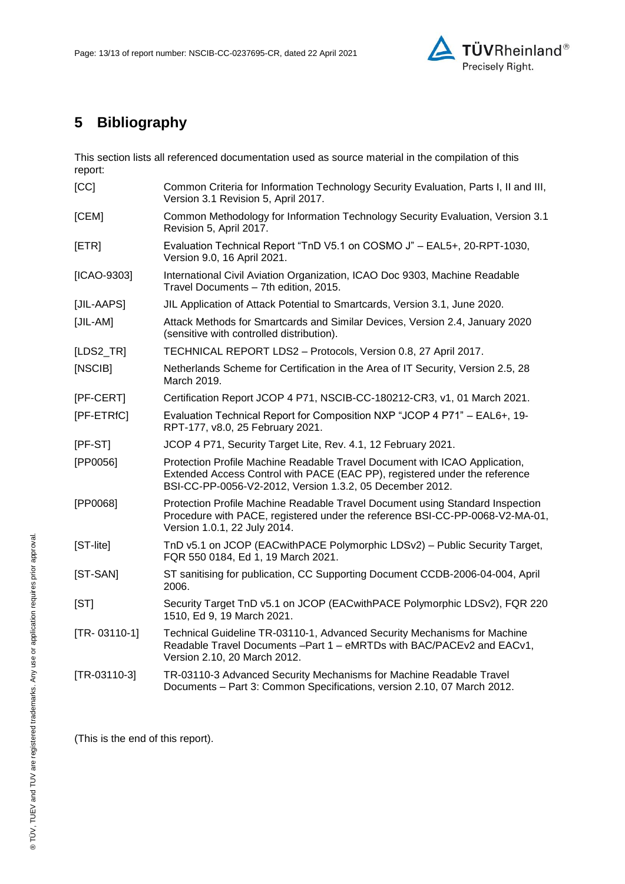# 5 Bibliography

This section lists all referenced documentation used as source material in the compilation of this report:

| | |
|---|---|
| [CC] | Common Criteria for Information Technology Security Evaluation, Parts I, II and III, Version 3.1 Revision 5, April 2017. |
| [CEM] | Common Methodology for Information Technology Security Evaluation, Version 3.1 Revision 5, April 2017. |
| [ETR] | Evaluation Technical Report "TnD V5.1 on COSMO J" – EAL5+, 20-RPT-1030, Version 9.0, 16 April 2021. |
| [ICAO-9303] | International Civil Aviation Organization, ICAO Doc 9303, Machine Readable Travel Documents – 7th edition, 2015. |
| [JIL-AAPS] | JIL Application of Attack Potential to Smartcards, Version 3.1, June 2020. |
| [JIL-AM] | Attack Methods for Smartcards and Similar Devices, Version 2.4, January 2020 (sensitive with controlled distribution). |
| [LDS2_TR] | TECHNICAL REPORT LDS2 – Protocols, Version 0.8, 27 April 2017. |
| [NSCIB] | Netherlands Scheme for Certification in the Area of IT Security, Version 2.5, 28 March 2019. |
| [PF-CERT] | Certification Report JCOP 4 P71, NSCIB-CC-180212-CR3, v1, 01 March 2021. |
| [PF-ETRfC] | Evaluation Technical Report for Composition NXP "JCOP 4 P71" – EAL6+, 19-RPT-177, v8.0, 25 February 2021. |
| [PF-ST] | JCOP 4 P71, Security Target Lite, Rev. 4.1, 12 February 2021. |
| [PP0056] | Protection Profile Machine Readable Travel Document with ICAO Application, Extended Access Control with PACE (EAC PP), registered under the reference BSI-CC-PP-0056-V2-2012, Version 1.3.2, 05 December 2012. |
| [PP0068] | Protection Profile Machine Readable Travel Document using Standard Inspection Procedure with PACE, registered under the reference BSI-CC-PP-0068-V2-MA-01, Version 1.0.1, 22 July 2014. |
| [ST-lite] | TnD v5.1 on JCOP (EACwithPACE Polymorphic LDSv2) – Public Security Target, FQR 550 0184, Ed 1, 19 March 2021. |
| [ST-SAN] | ST sanitising for publication, CC Supporting Document CCDB-2006-04-004, April 2006. |
| [ST] | Security Target TnD v5.1 on JCOP (EACwithPACE Polymorphic LDSv2), FQR 220 1510, Ed 9, 19 March 2021. |
| [TR- 03110-1] | Technical Guideline TR-03110-1, Advanced Security Mechanisms for Machine Readable Travel Documents –Part 1 – eMRTDs with BAC/PACEv2 and EACv1, Version 2.10, 20 March 2012. |
| [TR-03110-3] | TR-03110-3 Advanced Security Mechanisms for Machine Readable Travel Documents – Part 3: Common Specifications, version 2.10, 07 March 2012. |

(This is the end of this report).